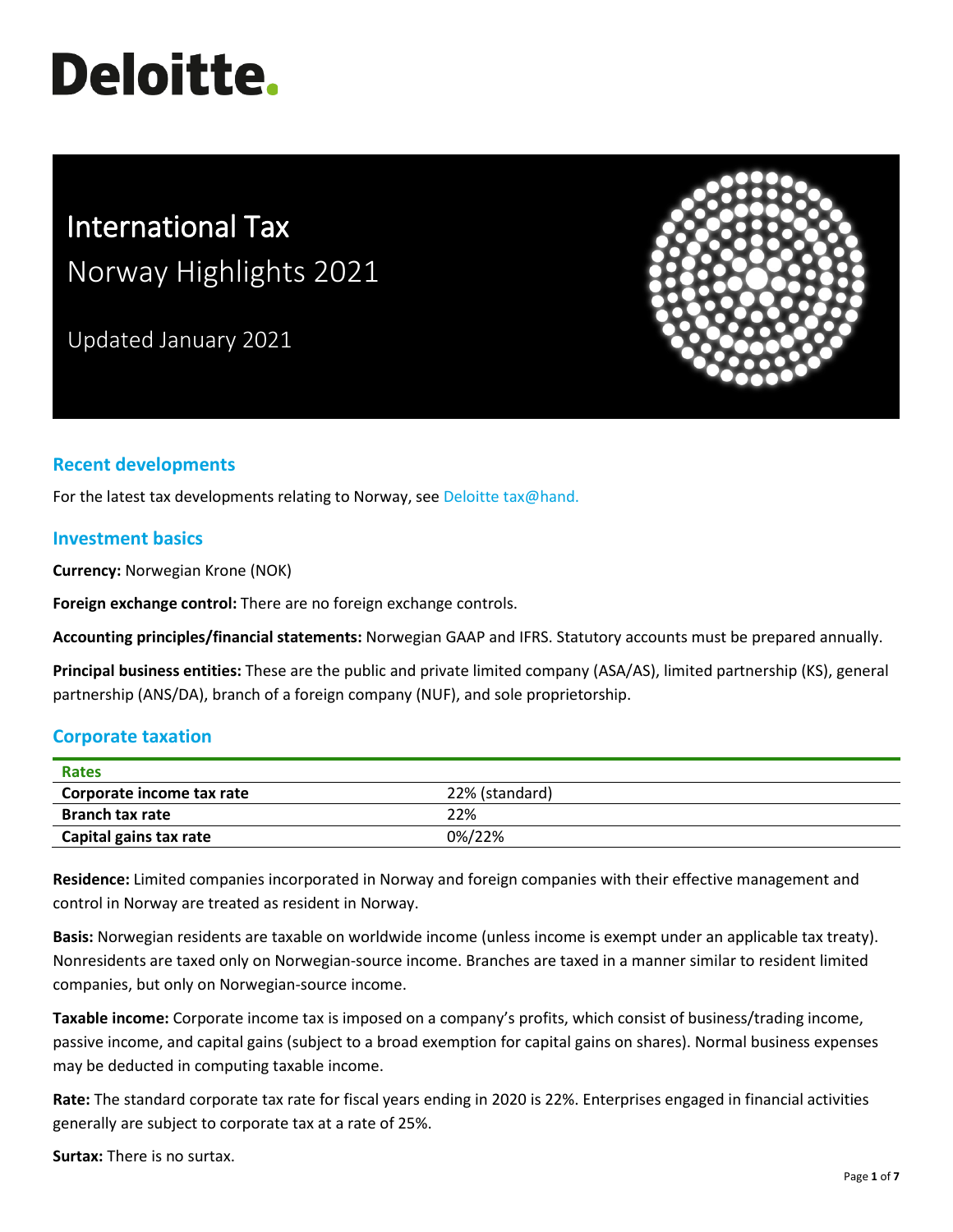# Deloitte.

# International Tax
## Norway Highlights 2021

Updated January 2021

## Recent developments

For the latest tax developments relating to Norway, see Deloitte tax@hand.

## Investment basics

**Currency:** Norwegian Krone (NOK)

**Foreign exchange control:** There are no foreign exchange controls.

**Accounting principles/financial statements:** Norwegian GAAP and IFRS. Statutory accounts must be prepared annually.

**Principal business entities:** These are the public and private limited company (ASA/AS), limited partnership (KS), general partnership (ANS/DA), branch of a foreign company (NUF), and sole proprietorship.

## Corporate taxation

| Rates | |
|---|---|
| **Corporate income tax rate** | 22% (standard) |
| **Branch tax rate** | 22% |
| **Capital gains tax rate** | 0%/22% |

**Residence:** Limited companies incorporated in Norway and foreign companies with their effective management and control in Norway are treated as resident in Norway.

**Basis:** Norwegian residents are taxable on worldwide income (unless income is exempt under an applicable tax treaty). Nonresidents are taxed only on Norwegian-source income. Branches are taxed in a manner similar to resident limited companies, but only on Norwegian-source income.

**Taxable income:** Corporate income tax is imposed on a company's profits, which consist of business/trading income, passive income, and capital gains (subject to a broad exemption for capital gains on shares). Normal business expenses may be deducted in computing taxable income.

**Rate:** The standard corporate tax rate for fiscal years ending in 2020 is 22%. Enterprises engaged in financial activities generally are subject to corporate tax at a rate of 25%.

**Surtax:** There is no surtax.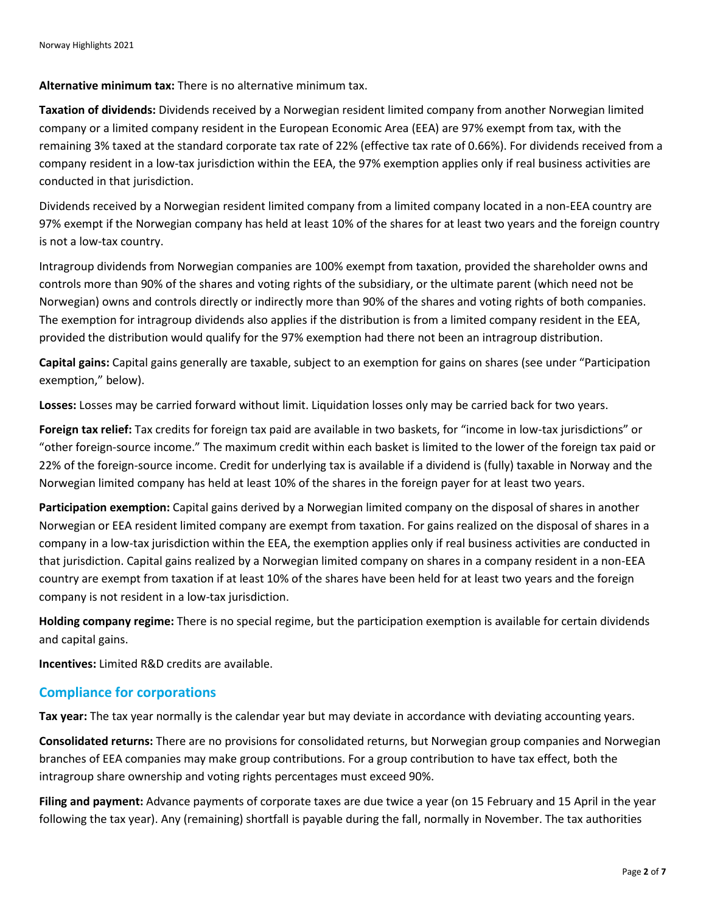**Alternative minimum tax:** There is no alternative minimum tax.

**Taxation of dividends:** Dividends received by a Norwegian resident limited company from another Norwegian limited company or a limited company resident in the European Economic Area (EEA) are 97% exempt from tax, with the remaining 3% taxed at the standard corporate tax rate of 22% (effective tax rate of 0.66%). For dividends received from a company resident in a low-tax jurisdiction within the EEA, the 97% exemption applies only if real business activities are conducted in that jurisdiction.

Dividends received by a Norwegian resident limited company from a limited company located in a non-EEA country are 97% exempt if the Norwegian company has held at least 10% of the shares for at least two years and the foreign country is not a low-tax country.

Intragroup dividends from Norwegian companies are 100% exempt from taxation, provided the shareholder owns and controls more than 90% of the shares and voting rights of the subsidiary, or the ultimate parent (which need not be Norwegian) owns and controls directly or indirectly more than 90% of the shares and voting rights of both companies. The exemption for intragroup dividends also applies if the distribution is from a limited company resident in the EEA, provided the distribution would qualify for the 97% exemption had there not been an intragroup distribution.

**Capital gains:** Capital gains generally are taxable, subject to an exemption for gains on shares (see under "Participation exemption," below).

**Losses:** Losses may be carried forward without limit. Liquidation losses only may be carried back for two years.

**Foreign tax relief:** Tax credits for foreign tax paid are available in two baskets, for "income in low-tax jurisdictions" or "other foreign-source income." The maximum credit within each basket is limited to the lower of the foreign tax paid or 22% of the foreign-source income. Credit for underlying tax is available if a dividend is (fully) taxable in Norway and the Norwegian limited company has held at least 10% of the shares in the foreign payer for at least two years.

**Participation exemption:** Capital gains derived by a Norwegian limited company on the disposal of shares in another Norwegian or EEA resident limited company are exempt from taxation. For gains realized on the disposal of shares in a company in a low-tax jurisdiction within the EEA, the exemption applies only if real business activities are conducted in that jurisdiction. Capital gains realized by a Norwegian limited company on shares in a company resident in a non-EEA country are exempt from taxation if at least 10% of the shares have been held for at least two years and the foreign company is not resident in a low-tax jurisdiction.

**Holding company regime:** There is no special regime, but the participation exemption is available for certain dividends and capital gains.

**Incentives:** Limited R&D credits are available.

## Compliance for corporations

**Tax year:** The tax year normally is the calendar year but may deviate in accordance with deviating accounting years.

**Consolidated returns:** There are no provisions for consolidated returns, but Norwegian group companies and Norwegian branches of EEA companies may make group contributions. For a group contribution to have tax effect, both the intragroup share ownership and voting rights percentages must exceed 90%.

**Filing and payment:** Advance payments of corporate taxes are due twice a year (on 15 February and 15 April in the year following the tax year). Any (remaining) shortfall is payable during the fall, normally in November. The tax authorities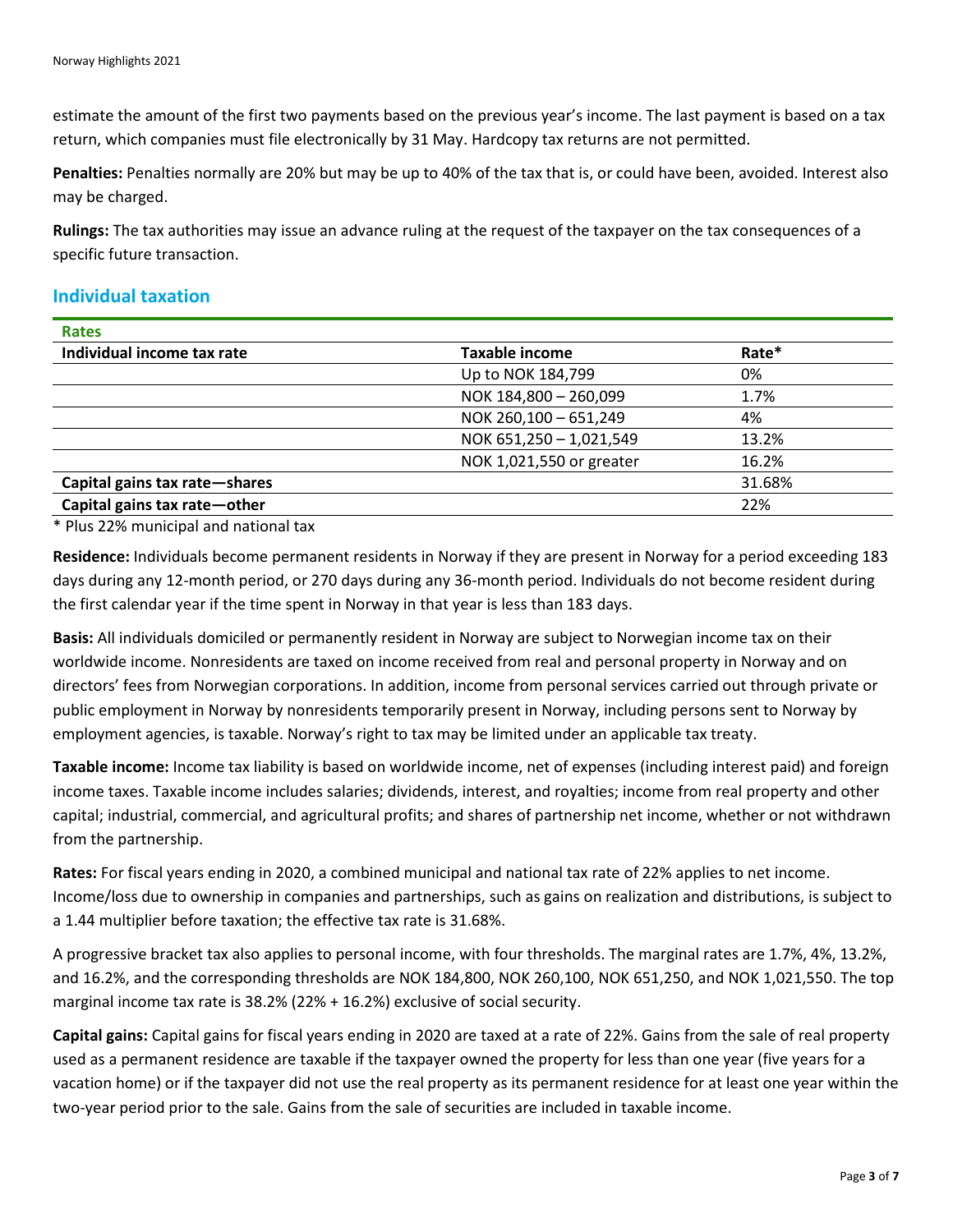estimate the amount of the first two payments based on the previous year's income. The last payment is based on a tax return, which companies must file electronically by 31 May. Hardcopy tax returns are not permitted.

**Penalties:** Penalties normally are 20% but may be up to 40% of the tax that is, or could have been, avoided. Interest also may be charged.

**Rulings:** The tax authorities may issue an advance ruling at the request of the taxpayer on the tax consequences of a specific future transaction.

## Individual taxation

| Rates | | |
|---|---|---|
| **Individual income tax rate** | **Taxable income** | **Rate*** |
| | Up to NOK 184,799 | 0% |
| | NOK 184,800 – 260,099 | 1.7% |
| | NOK 260,100 – 651,249 | 4% |
| | NOK 651,250 – 1,021,549 | 13.2% |
| | NOK 1,021,550 or greater | 16.2% |
| **Capital gains tax rate—shares** | | 31.68% |
| **Capital gains tax rate—other** | | 22% |

* Plus 22% municipal and national tax

**Residence:** Individuals become permanent residents in Norway if they are present in Norway for a period exceeding 183 days during any 12-month period, or 270 days during any 36-month period. Individuals do not become resident during the first calendar year if the time spent in Norway in that year is less than 183 days.

**Basis:** All individuals domiciled or permanently resident in Norway are subject to Norwegian income tax on their worldwide income. Nonresidents are taxed on income received from real and personal property in Norway and on directors' fees from Norwegian corporations. In addition, income from personal services carried out through private or public employment in Norway by nonresidents temporarily present in Norway, including persons sent to Norway by employment agencies, is taxable. Norway's right to tax may be limited under an applicable tax treaty.

**Taxable income:** Income tax liability is based on worldwide income, net of expenses (including interest paid) and foreign income taxes. Taxable income includes salaries; dividends, interest, and royalties; income from real property and other capital; industrial, commercial, and agricultural profits; and shares of partnership net income, whether or not withdrawn from the partnership.

**Rates:** For fiscal years ending in 2020, a combined municipal and national tax rate of 22% applies to net income. Income/loss due to ownership in companies and partnerships, such as gains on realization and distributions, is subject to a 1.44 multiplier before taxation; the effective tax rate is 31.68%.

A progressive bracket tax also applies to personal income, with four thresholds. The marginal rates are 1.7%, 4%, 13.2%, and 16.2%, and the corresponding thresholds are NOK 184,800, NOK 260,100, NOK 651,250, and NOK 1,021,550. The top marginal income tax rate is 38.2% (22% + 16.2%) exclusive of social security.

**Capital gains:** Capital gains for fiscal years ending in 2020 are taxed at a rate of 22%. Gains from the sale of real property used as a permanent residence are taxable if the taxpayer owned the property for less than one year (five years for a vacation home) or if the taxpayer did not use the real property as its permanent residence for at least one year within the two-year period prior to the sale. Gains from the sale of securities are included in taxable income.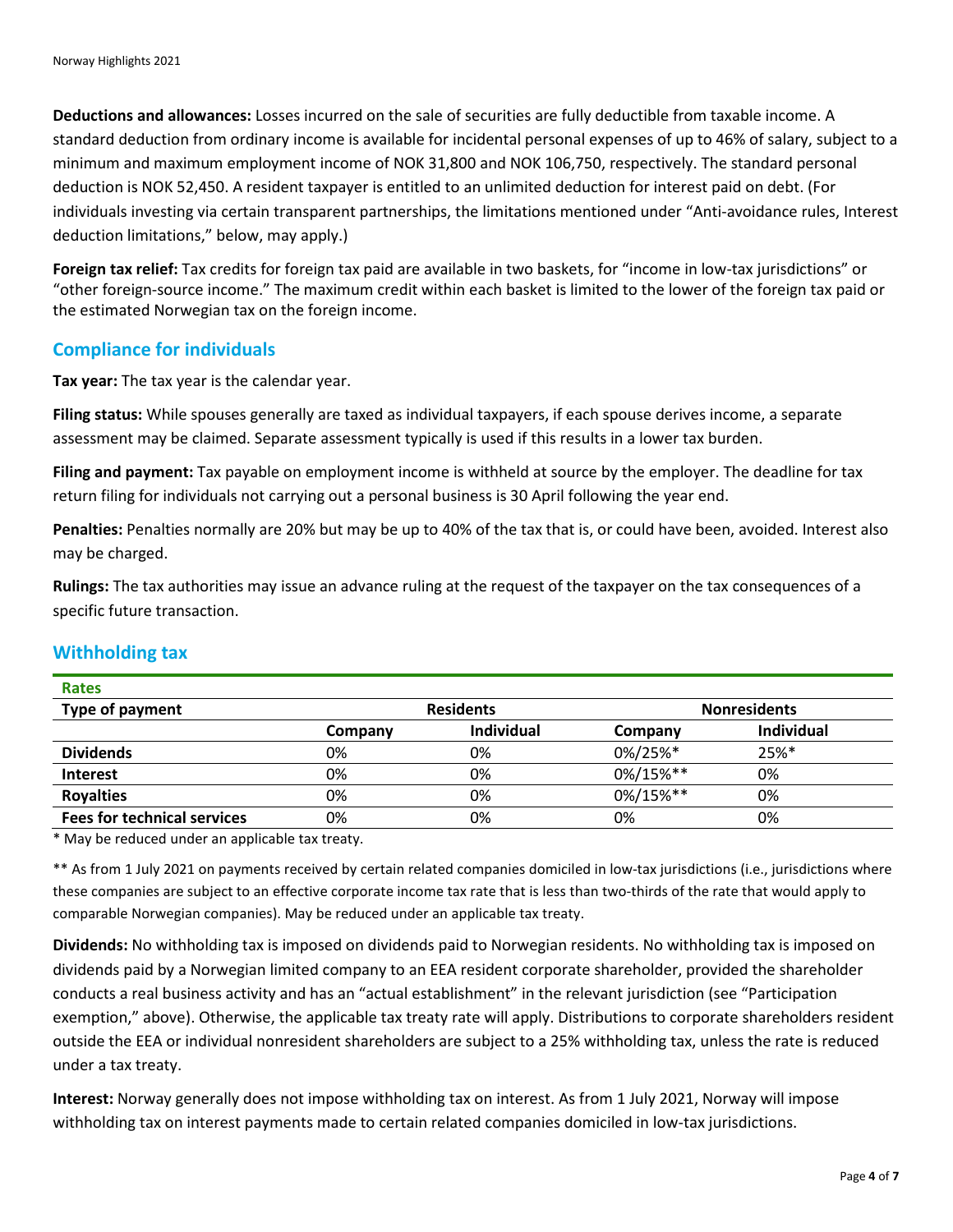**Deductions and allowances:** Losses incurred on the sale of securities are fully deductible from taxable income. A standard deduction from ordinary income is available for incidental personal expenses of up to 46% of salary, subject to a minimum and maximum employment income of NOK 31,800 and NOK 106,750, respectively. The standard personal deduction is NOK 52,450. A resident taxpayer is entitled to an unlimited deduction for interest paid on debt. (For individuals investing via certain transparent partnerships, the limitations mentioned under "Anti-avoidance rules, Interest deduction limitations," below, may apply.)

**Foreign tax relief:** Tax credits for foreign tax paid are available in two baskets, for "income in low-tax jurisdictions" or "other foreign-source income." The maximum credit within each basket is limited to the lower of the foreign tax paid or the estimated Norwegian tax on the foreign income.

## Compliance for individuals

**Tax year:** The tax year is the calendar year.

**Filing status:** While spouses generally are taxed as individual taxpayers, if each spouse derives income, a separate assessment may be claimed. Separate assessment typically is used if this results in a lower tax burden.

**Filing and payment:** Tax payable on employment income is withheld at source by the employer. The deadline for tax return filing for individuals not carrying out a personal business is 30 April following the year end.

**Penalties:** Penalties normally are 20% but may be up to 40% of the tax that is, or could have been, avoided. Interest also may be charged.

**Rulings:** The tax authorities may issue an advance ruling at the request of the taxpayer on the tax consequences of a specific future transaction.

## Withholding tax

**Rates**

| Type of payment | Residents | | Nonresidents | |
|---|---|---|---|---|
| | Company | Individual | Company | Individual |
| **Dividends** | 0% | 0% | 0%/25%* | 25%* |
| **Interest** | 0% | 0% | 0%/15%** | 0% |
| **Royalties** | 0% | 0% | 0%/15%** | 0% |
| **Fees for technical services** | 0% | 0% | 0% | 0% |

* May be reduced under an applicable tax treaty.

** As from 1 July 2021 on payments received by certain related companies domiciled in low-tax jurisdictions (i.e., jurisdictions where these companies are subject to an effective corporate income tax rate that is less than two-thirds of the rate that would apply to comparable Norwegian companies). May be reduced under an applicable tax treaty.

**Dividends:** No withholding tax is imposed on dividends paid to Norwegian residents. No withholding tax is imposed on dividends paid by a Norwegian limited company to an EEA resident corporate shareholder, provided the shareholder conducts a real business activity and has an "actual establishment" in the relevant jurisdiction (see "Participation exemption," above). Otherwise, the applicable tax treaty rate will apply. Distributions to corporate shareholders resident outside the EEA or individual nonresident shareholders are subject to a 25% withholding tax, unless the rate is reduced under a tax treaty.

**Interest:** Norway generally does not impose withholding tax on interest. As from 1 July 2021, Norway will impose withholding tax on interest payments made to certain related companies domiciled in low-tax jurisdictions.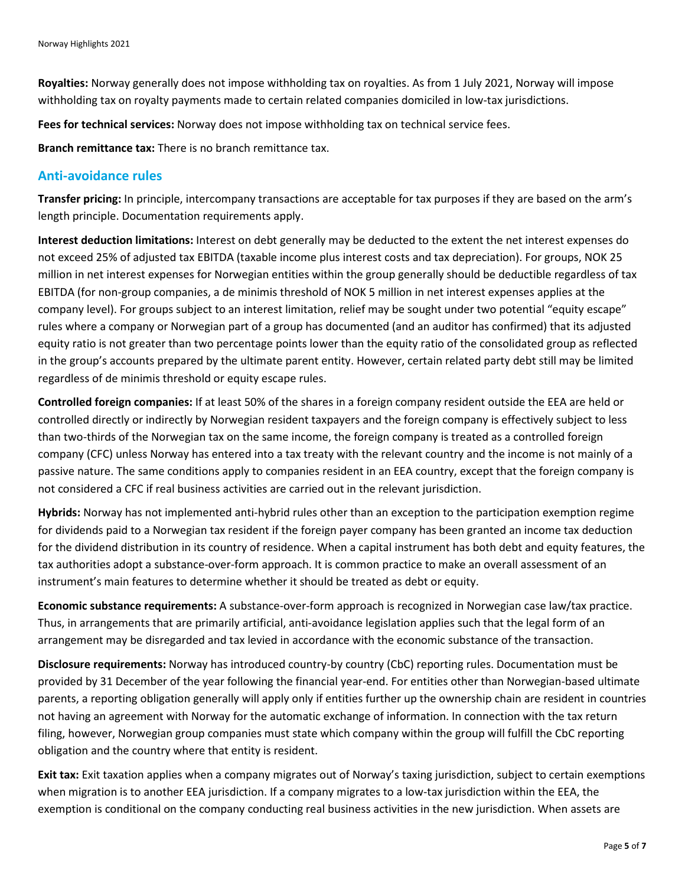**Royalties:** Norway generally does not impose withholding tax on royalties. As from 1 July 2021, Norway will impose withholding tax on royalty payments made to certain related companies domiciled in low-tax jurisdictions.

**Fees for technical services:** Norway does not impose withholding tax on technical service fees.

**Branch remittance tax:** There is no branch remittance tax.

## Anti-avoidance rules

**Transfer pricing:** In principle, intercompany transactions are acceptable for tax purposes if they are based on the arm's length principle. Documentation requirements apply.

**Interest deduction limitations:** Interest on debt generally may be deducted to the extent the net interest expenses do not exceed 25% of adjusted tax EBITDA (taxable income plus interest costs and tax depreciation). For groups, NOK 25 million in net interest expenses for Norwegian entities within the group generally should be deductible regardless of tax EBITDA (for non-group companies, a de minimis threshold of NOK 5 million in net interest expenses applies at the company level). For groups subject to an interest limitation, relief may be sought under two potential "equity escape" rules where a company or Norwegian part of a group has documented (and an auditor has confirmed) that its adjusted equity ratio is not greater than two percentage points lower than the equity ratio of the consolidated group as reflected in the group's accounts prepared by the ultimate parent entity. However, certain related party debt still may be limited regardless of de minimis threshold or equity escape rules.

**Controlled foreign companies:** If at least 50% of the shares in a foreign company resident outside the EEA are held or controlled directly or indirectly by Norwegian resident taxpayers and the foreign company is effectively subject to less than two-thirds of the Norwegian tax on the same income, the foreign company is treated as a controlled foreign company (CFC) unless Norway has entered into a tax treaty with the relevant country and the income is not mainly of a passive nature. The same conditions apply to companies resident in an EEA country, except that the foreign company is not considered a CFC if real business activities are carried out in the relevant jurisdiction.

**Hybrids:** Norway has not implemented anti-hybrid rules other than an exception to the participation exemption regime for dividends paid to a Norwegian tax resident if the foreign payer company has been granted an income tax deduction for the dividend distribution in its country of residence. When a capital instrument has both debt and equity features, the tax authorities adopt a substance-over-form approach. It is common practice to make an overall assessment of an instrument's main features to determine whether it should be treated as debt or equity.

**Economic substance requirements:** A substance-over-form approach is recognized in Norwegian case law/tax practice. Thus, in arrangements that are primarily artificial, anti-avoidance legislation applies such that the legal form of an arrangement may be disregarded and tax levied in accordance with the economic substance of the transaction.

**Disclosure requirements:** Norway has introduced country-by country (CbC) reporting rules. Documentation must be provided by 31 December of the year following the financial year-end. For entities other than Norwegian-based ultimate parents, a reporting obligation generally will apply only if entities further up the ownership chain are resident in countries not having an agreement with Norway for the automatic exchange of information. In connection with the tax return filing, however, Norwegian group companies must state which company within the group will fulfill the CbC reporting obligation and the country where that entity is resident.

**Exit tax:** Exit taxation applies when a company migrates out of Norway's taxing jurisdiction, subject to certain exemptions when migration is to another EEA jurisdiction. If a company migrates to a low-tax jurisdiction within the EEA, the exemption is conditional on the company conducting real business activities in the new jurisdiction. When assets are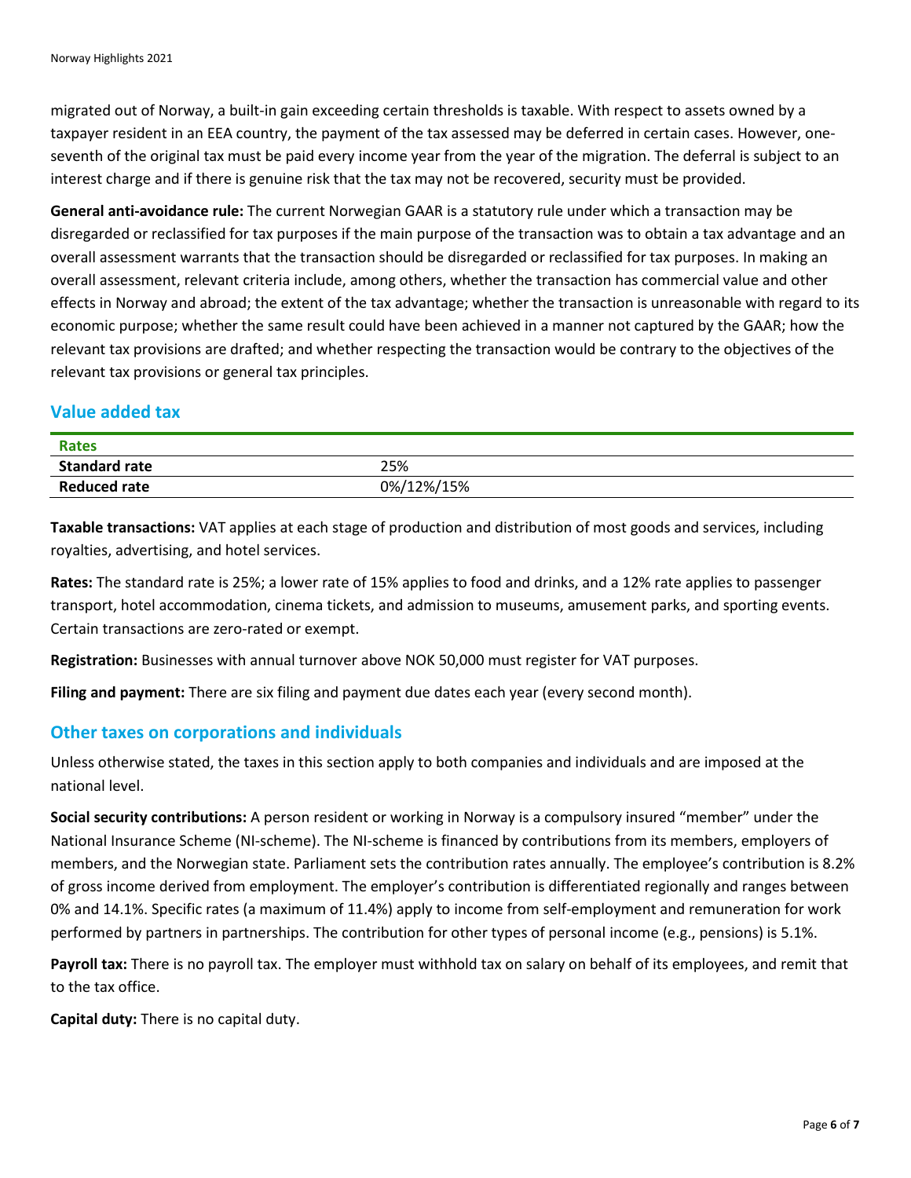migrated out of Norway, a built-in gain exceeding certain thresholds is taxable. With respect to assets owned by a taxpayer resident in an EEA country, the payment of the tax assessed may be deferred in certain cases. However, one-seventh of the original tax must be paid every income year from the year of the migration. The deferral is subject to an interest charge and if there is genuine risk that the tax may not be recovered, security must be provided.

**General anti-avoidance rule:** The current Norwegian GAAR is a statutory rule under which a transaction may be disregarded or reclassified for tax purposes if the main purpose of the transaction was to obtain a tax advantage and an overall assessment warrants that the transaction should be disregarded or reclassified for tax purposes. In making an overall assessment, relevant criteria include, among others, whether the transaction has commercial value and other effects in Norway and abroad; the extent of the tax advantage; whether the transaction is unreasonable with regard to its economic purpose; whether the same result could have been achieved in a manner not captured by the GAAR; how the relevant tax provisions are drafted; and whether respecting the transaction would be contrary to the objectives of the relevant tax provisions or general tax principles.

## Value added tax

| Rates | |
|---|---|
| **Standard rate** | 25% |
| **Reduced rate** | 0%/12%/15% |

**Taxable transactions:** VAT applies at each stage of production and distribution of most goods and services, including royalties, advertising, and hotel services.

**Rates:** The standard rate is 25%; a lower rate of 15% applies to food and drinks, and a 12% rate applies to passenger transport, hotel accommodation, cinema tickets, and admission to museums, amusement parks, and sporting events. Certain transactions are zero-rated or exempt.

**Registration:** Businesses with annual turnover above NOK 50,000 must register for VAT purposes.

**Filing and payment:** There are six filing and payment due dates each year (every second month).

## Other taxes on corporations and individuals

Unless otherwise stated, the taxes in this section apply to both companies and individuals and are imposed at the national level.

**Social security contributions:** A person resident or working in Norway is a compulsory insured "member" under the National Insurance Scheme (NI-scheme). The NI-scheme is financed by contributions from its members, employers of members, and the Norwegian state. Parliament sets the contribution rates annually. The employee's contribution is 8.2% of gross income derived from employment. The employer's contribution is differentiated regionally and ranges between 0% and 14.1%. Specific rates (a maximum of 11.4%) apply to income from self-employment and remuneration for work performed by partners in partnerships. The contribution for other types of personal income (e.g., pensions) is 5.1%.

**Payroll tax:** There is no payroll tax. The employer must withhold tax on salary on behalf of its employees, and remit that to the tax office.

**Capital duty:** There is no capital duty.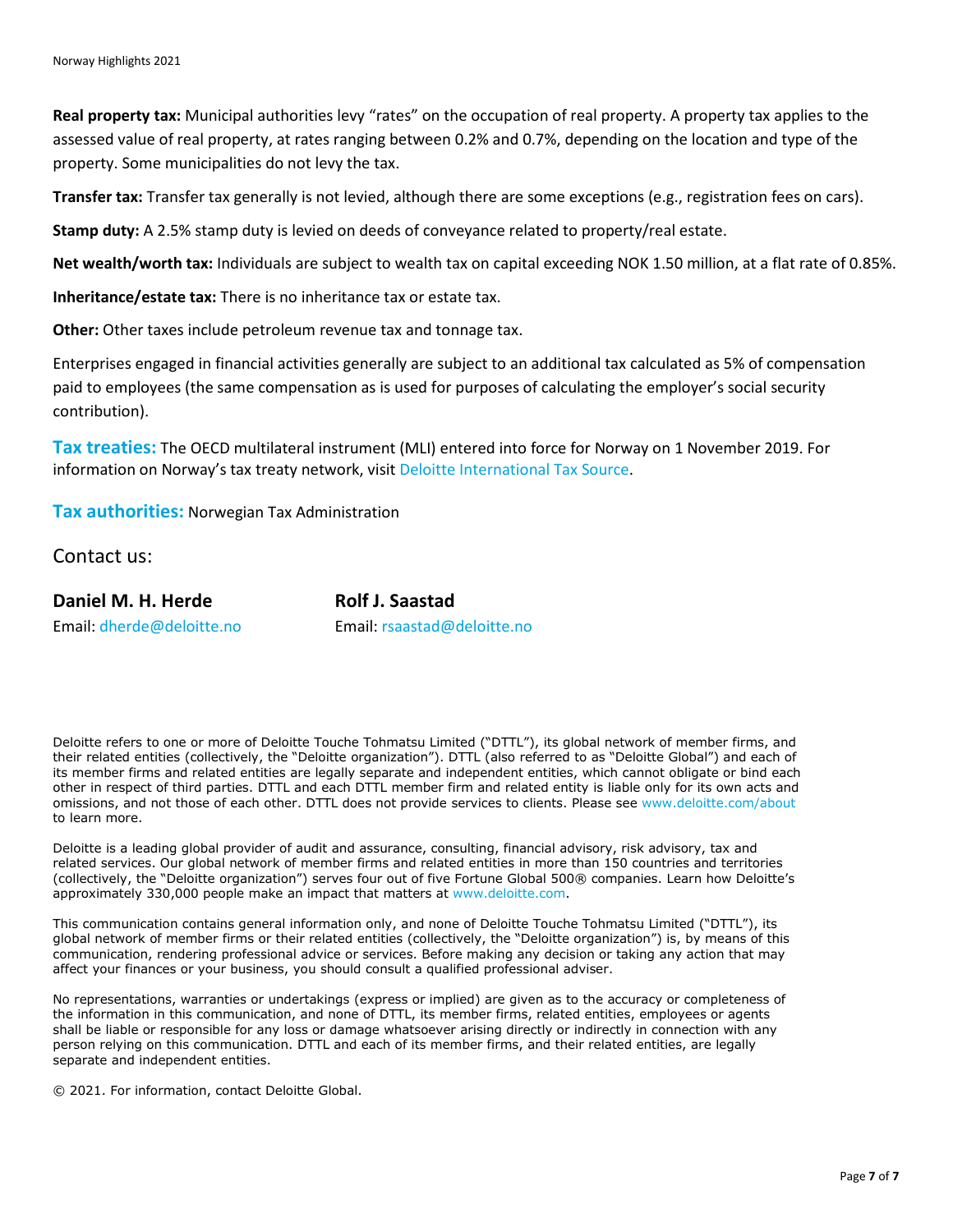**Real property tax:** Municipal authorities levy "rates" on the occupation of real property. A property tax applies to the assessed value of real property, at rates ranging between 0.2% and 0.7%, depending on the location and type of the property. Some municipalities do not levy the tax.

**Transfer tax:** Transfer tax generally is not levied, although there are some exceptions (e.g., registration fees on cars).

**Stamp duty:** A 2.5% stamp duty is levied on deeds of conveyance related to property/real estate.

**Net wealth/worth tax:** Individuals are subject to wealth tax on capital exceeding NOK 1.50 million, at a flat rate of 0.85%.

**Inheritance/estate tax:** There is no inheritance tax or estate tax.

**Other:** Other taxes include petroleum revenue tax and tonnage tax.

Enterprises engaged in financial activities generally are subject to an additional tax calculated as 5% of compensation paid to employees (the same compensation as is used for purposes of calculating the employer's social security contribution).

**Tax treaties:** The OECD multilateral instrument (MLI) entered into force for Norway on 1 November 2019. For information on Norway's tax treaty network, visit Deloitte International Tax Source.

**Tax authorities:** Norwegian Tax Administration

## Contact us:

**Daniel M. H. Herde**
Email: dherde@deloitte.no

**Rolf J. Saastad**
Email: rsaastad@deloitte.no

Deloitte refers to one or more of Deloitte Touche Tohmatsu Limited ("DTTL"), its global network of member firms, and their related entities (collectively, the "Deloitte organization"). DTTL (also referred to as "Deloitte Global") and each of its member firms and related entities are legally separate and independent entities, which cannot obligate or bind each other in respect of third parties. DTTL and each DTTL member firm and related entity is liable only for its own acts and omissions, and not those of each other. DTTL does not provide services to clients. Please see www.deloitte.com/about to learn more.

Deloitte is a leading global provider of audit and assurance, consulting, financial advisory, risk advisory, tax and related services. Our global network of member firms and related entities in more than 150 countries and territories (collectively, the "Deloitte organization") serves four out of five Fortune Global 500® companies. Learn how Deloitte's approximately 330,000 people make an impact that matters at www.deloitte.com.

This communication contains general information only, and none of Deloitte Touche Tohmatsu Limited ("DTTL"), its global network of member firms or their related entities (collectively, the "Deloitte organization") is, by means of this communication, rendering professional advice or services. Before making any decision or taking any action that may affect your finances or your business, you should consult a qualified professional adviser.

No representations, warranties or undertakings (express or implied) are given as to the accuracy or completeness of the information in this communication, and none of DTTL, its member firms, related entities, employees or agents shall be liable or responsible for any loss or damage whatsoever arising directly or indirectly in connection with any person relying on this communication. DTTL and each of its member firms, and their related entities, are legally separate and independent entities.

© 2021. For information, contact Deloitte Global.